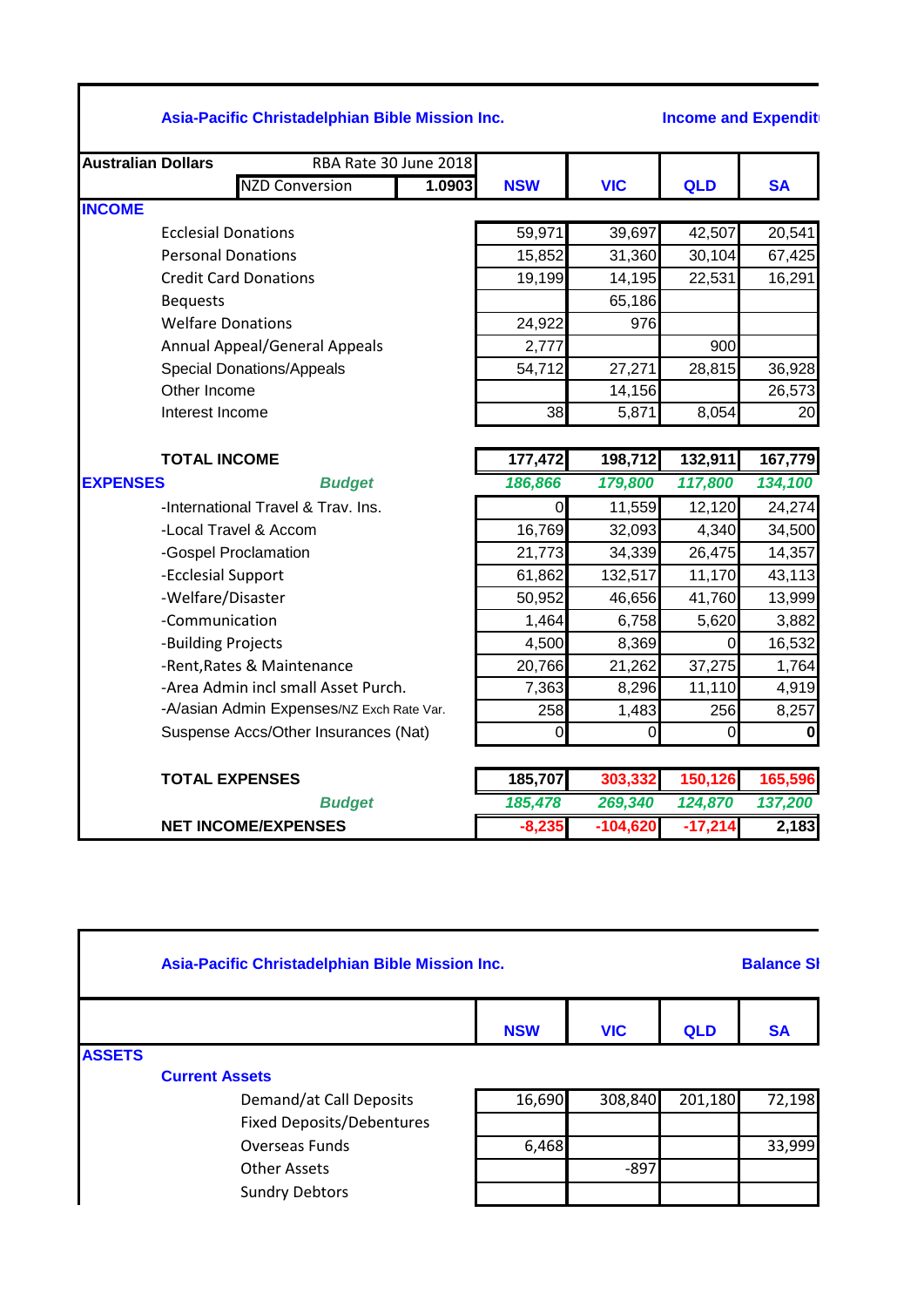**Asia-Pacific Christadelphian Bible Mission Inc.** — **Income and Expendit**

| Australian Dollars | RBA Rate 30 June 2018 | | | | | |
|---|---|---|---|---|---|---|
| | NZD Conversion | 1.0903 | **NSW** | **VIC** | **QLD** | **SA** |
| **INCOME** | | | | | | |
| Ecclesial Donations | | | 59,971 | 39,697 | 42,507 | 20,541 |
| Personal Donations | | | 15,852 | 31,360 | 30,104 | 67,425 |
| Credit Card Donations | | | 19,199 | 14,195 | 22,531 | 16,291 |
| Bequests | | | | 65,186 | | |
| Welfare Donations | | | 24,922 | 976 | | |
| Annual Appeal/General Appeals | | | 2,777 | | 900 | |
| Special Donations/Appeals | | | 54,712 | 27,271 | 28,815 | 36,928 |
| Other Income | | | | 14,156 | | 26,573 |
| Interest Income | | | 38 | 5,871 | 8,054 | 20 |
| **TOTAL INCOME** | | | **177,472** | **198,712** | **132,911** | **167,779** |
| **EXPENSES** | ***Budget*** | | ***186,866*** | ***179,800*** | ***117,800*** | ***134,100*** |
| -International Travel & Trav. Ins. | | | 0 | 11,559 | 12,120 | 24,274 |
| -Local Travel & Accom | | | 16,769 | 32,093 | 4,340 | 34,500 |
| -Gospel Proclamation | | | 21,773 | 34,339 | 26,475 | 14,357 |
| -Ecclesial Support | | | 61,862 | 132,517 | 11,170 | 43,113 |
| -Welfare/Disaster | | | 50,952 | 46,656 | 41,760 | 13,999 |
| -Communication | | | 1,464 | 6,758 | 5,620 | 3,882 |
| -Building Projects | | | 4,500 | 8,369 | 0 | 16,532 |
| -Rent,Rates & Maintenance | | | 20,766 | 21,262 | 37,275 | 1,764 |
| -Area Admin incl small Asset Purch. | | | 7,363 | 8,296 | 11,110 | 4,919 |
| -A/asian Admin Expenses/NZ Exch Rate Var. | | | 258 | 1,483 | 256 | 8,257 |
| Suspense Accs/Other Insurances (Nat) | | | 0 | 0 | 0 | **0** |
| **TOTAL EXPENSES** | | | **185,707** | **303,332** | **150,126** | **165,596** |
| | ***Budget*** | | ***185,478*** | ***269,340*** | ***124,870*** | ***137,200*** |
| **NET INCOME/EXPENSES** | | | **-8,235** | **-104,620** | **-17,214** | **2,183** |

**Asia-Pacific Christadelphian Bible Mission Inc.** — **Balance Sl**

| | **NSW** | **VIC** | **QLD** | **SA** |
|---|---|---|---|---|
| **ASSETS** | | | | |
| **Current Assets** | | | | |
| Demand/at Call Deposits | 16,690 | 308,840 | 201,180 | 72,198 |
| Fixed Deposits/Debentures | | | | |
| Overseas Funds | 6,468 | | | 33,999 |
| Other Assets | | -897 | | |
| Sundry Debtors | | | | |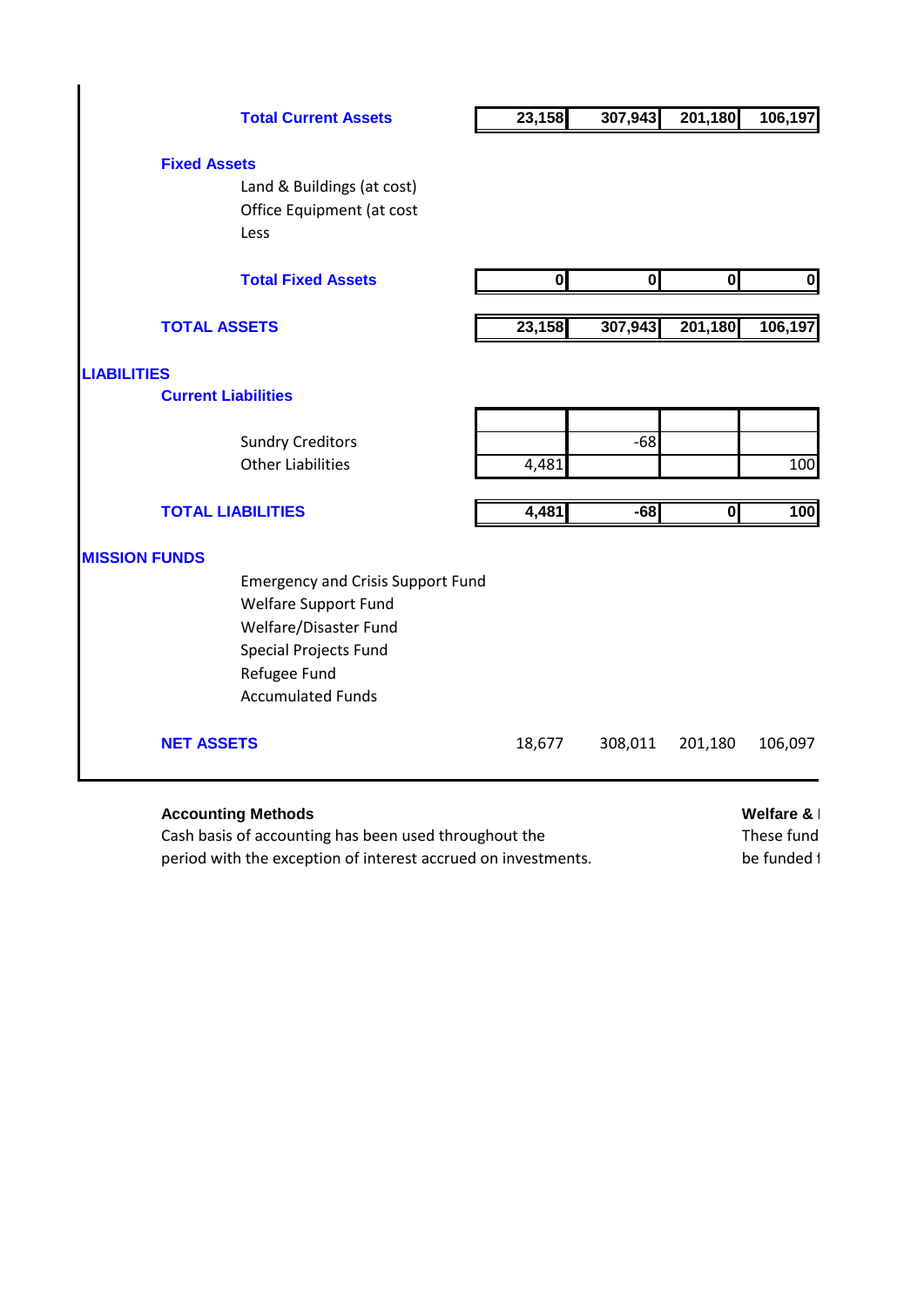| | | | | |
|---|---|---|---|---|
| **Total Current Assets** | **23,158** | **307,943** | **201,180** | **106,197** |
| **Fixed Assets** | | | | |
| Land & Buildings (at cost) | | | | |
| Office Equipment (at cost | | | | |
| Less | | | | |
| **Total Fixed Assets** | **0** | **0** | **0** | **0** |
| **TOTAL ASSETS** | **23,158** | **307,943** | **201,180** | **106,197** |
| **LIABILITIES** | | | | |
| **Current Liabilities** | | | | |
| Sundry Creditors | | -68 | | |
| Other Liabilities | 4,481 | | | 100 |
| **TOTAL LIABILITIES** | **4,481** | **-68** | **0** | **100** |
| **MISSION FUNDS** | | | | |
| Emergency and Crisis Support Fund | | | | |
| Welfare Support Fund | | | | |
| Welfare/Disaster Fund | | | | |
| Special Projects Fund | | | | |
| Refugee Fund | | | | |
| Accumulated Funds | | | | |
| **NET ASSETS** | 18,677 | 308,011 | 201,180 | 106,097 |

**Accounting Methods**

Cash basis of accounting has been used throughout the period with the exception of interest accrued on investments.

**Welfare & I**

These fund be funded t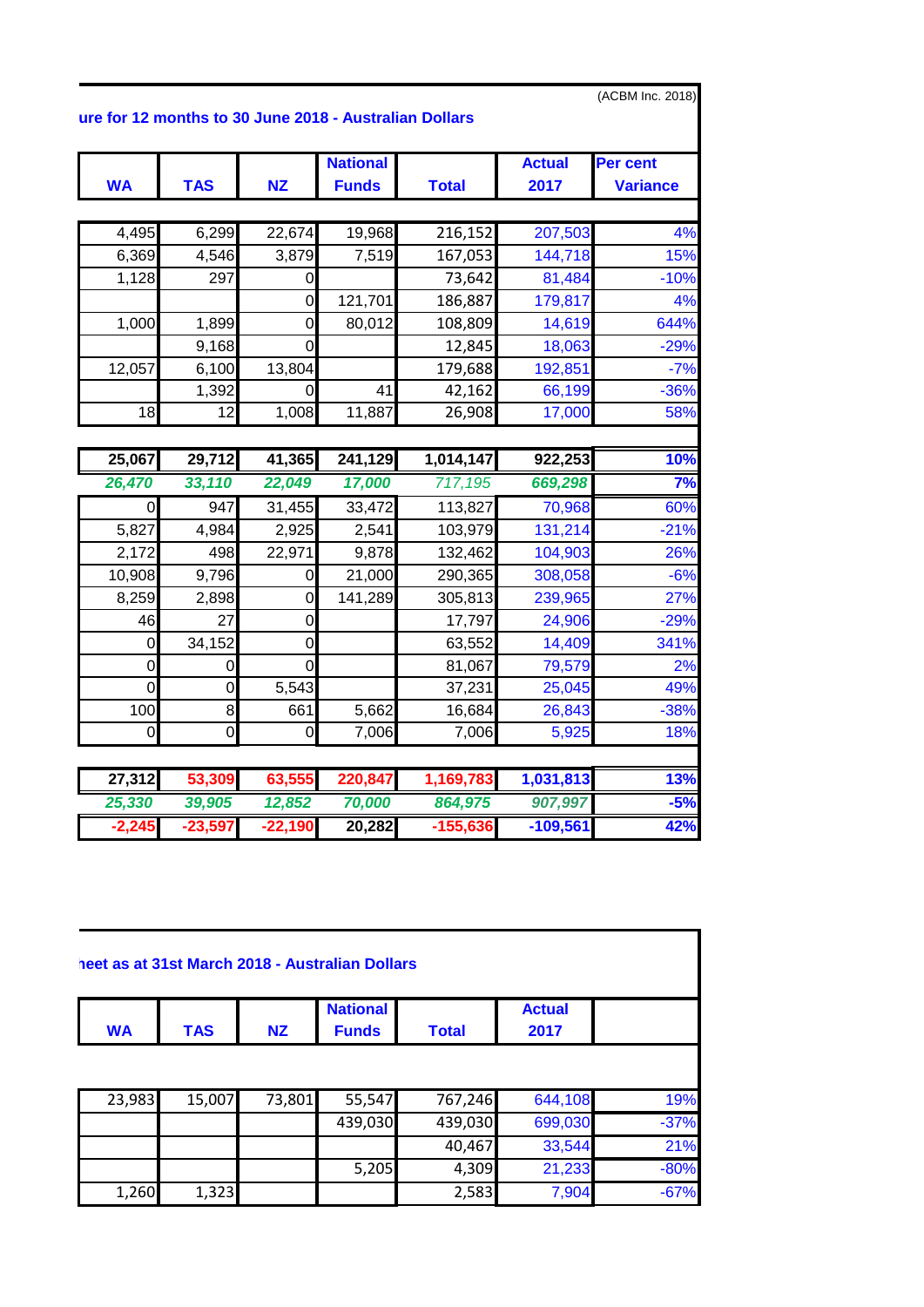(ACBM Inc. 2018)

**ure for 12 months to 30 June 2018 - Australian Dollars**

| WA | TAS | NZ | National Funds | Total | Actual 2017 | Per cent Variance |
|---|---|---|---|---|---|---|
| 4,495 | 6,299 | 22,674 | 19,968 | 216,152 | 207,503 | 4% |
| 6,369 | 4,546 | 3,879 | 7,519 | 167,053 | 144,718 | 15% |
| 1,128 | 297 | 0 | | 73,642 | 81,484 | -10% |
| | | 0 | 121,701 | 186,887 | 179,817 | 4% |
| 1,000 | 1,899 | 0 | 80,012 | 108,809 | 14,619 | 644% |
| | 9,168 | 0 | | 12,845 | 18,063 | -29% |
| 12,057 | 6,100 | 13,804 | | 179,688 | 192,851 | -7% |
| | 1,392 | 0 | 41 | 42,162 | 66,199 | -36% |
| 18 | 12 | 1,008 | 11,887 | 26,908 | 17,000 | 58% |
| **25,067** | **29,712** | **41,365** | **241,129** | **1,014,147** | **922,253** | **10%** |
| ***26,470*** | ***33,110*** | ***22,049*** | ***17,000*** | *717,195* | ***669,298*** | **7%** |
| 0 | 947 | 31,455 | 33,472 | 113,827 | 70,968 | 60% |
| 5,827 | 4,984 | 2,925 | 2,541 | 103,979 | 131,214 | -21% |
| 2,172 | 498 | 22,971 | 9,878 | 132,462 | 104,903 | 26% |
| 10,908 | 9,796 | 0 | 21,000 | 290,365 | 308,058 | -6% |
| 8,259 | 2,898 | 0 | 141,289 | 305,813 | 239,965 | 27% |
| 46 | 27 | 0 | | 17,797 | 24,906 | -29% |
| 0 | 34,152 | 0 | | 63,552 | 14,409 | 341% |
| 0 | 0 | 0 | | 81,067 | 79,579 | 2% |
| 0 | 0 | 5,543 | | 37,231 | 25,045 | 49% |
| 100 | 8 | 661 | 5,662 | 16,684 | 26,843 | -38% |
| 0 | 0 | 0 | 7,006 | 7,006 | 5,925 | 18% |
| **27,312** | **53,309** | **63,555** | **220,847** | **1,169,783** | **1,031,813** | **13%** |
| ***25,330*** | ***39,905*** | ***12,852*** | ***70,000*** | ***864,975*** | ***907,997*** | **-5%** |
| **-2,245** | **-23,597** | **-22,190** | **20,282** | **-155,636** | **-109,561** | **42%** |

**heet as at 31st March 2018 - Australian Dollars**

| WA | TAS | NZ | National Funds | Total | Actual 2017 | |
|---|---|---|---|---|---|---|
| 23,983 | 15,007 | 73,801 | 55,547 | 767,246 | 644,108 | 19% |
| | | | 439,030 | 439,030 | 699,030 | -37% |
| | | | | 40,467 | 33,544 | 21% |
| | | | 5,205 | 4,309 | 21,233 | -80% |
| 1,260 | 1,323 | | | 2,583 | 7,904 | -67% |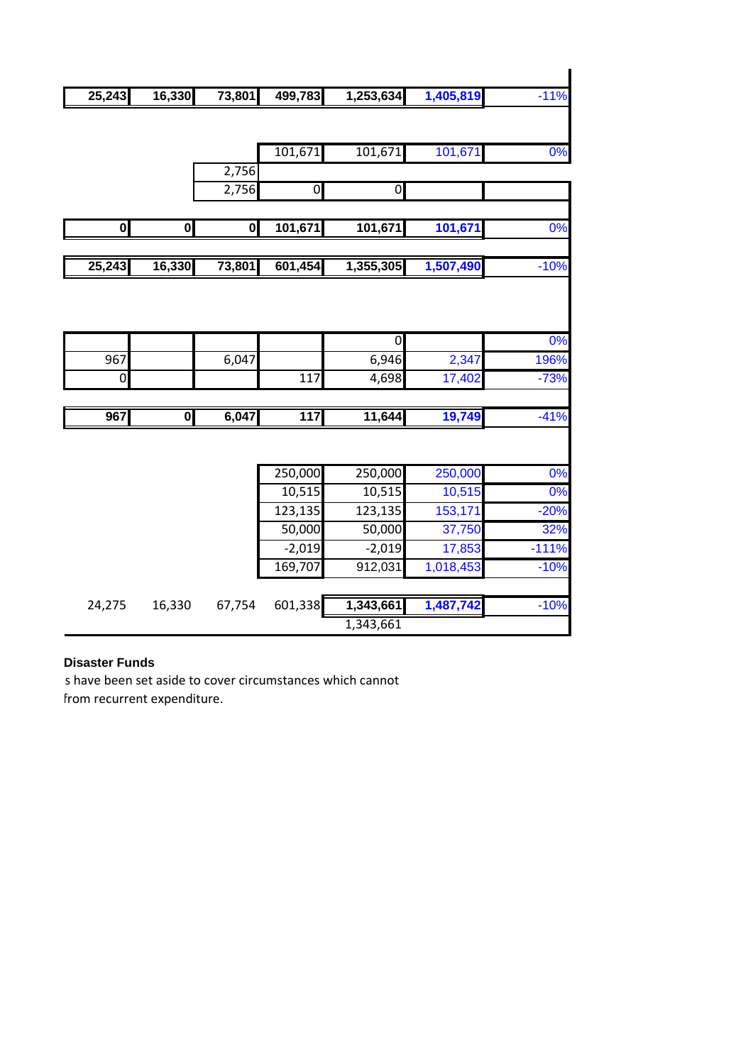| | | | | | | |
|---|---|---|---|---|---|---|
| **25,243** | **16,330** | **73,801** | **499,783** | **1,253,634** | **1,405,819** | -11% |
| | | | | | | |
| | | | 101,671 | 101,671 | 101,671 | 0% |
| | | 2,756 | | | | |
| | | 2,756 | 0 | 0 | | |
| | | | | | | |
| **0** | **0** | **0** | **101,671** | **101,671** | **101,671** | 0% |
| | | | | | | |
| **25,243** | **16,330** | **73,801** | **601,454** | **1,355,305** | **1,507,490** | -10% |
| | | | | | | |
| | | | | 0 | | 0% |
| 967 | | 6,047 | | 6,946 | 2,347 | 196% |
| 0 | | | 117 | 4,698 | 17,402 | -73% |
| | | | | | | |
| **967** | **0** | **6,047** | **117** | **11,644** | **19,749** | -41% |
| | | | | | | |
| | | | 250,000 | 250,000 | 250,000 | 0% |
| | | | 10,515 | 10,515 | 10,515 | 0% |
| | | | 123,135 | 123,135 | 153,171 | -20% |
| | | | 50,000 | 50,000 | 37,750 | 32% |
| | | | -2,019 | -2,019 | 17,853 | -111% |
| | | | 169,707 | 912,031 | 1,018,453 | -10% |
| | | | | | | |
| 24,275 | 16,330 | 67,754 | 601,338 | **1,343,661** | **1,487,742** | -10% |
| | | | | 1,343,661 | | |

**Disaster Funds**

s have been set aside to cover circumstances which cannot
from recurrent expenditure.